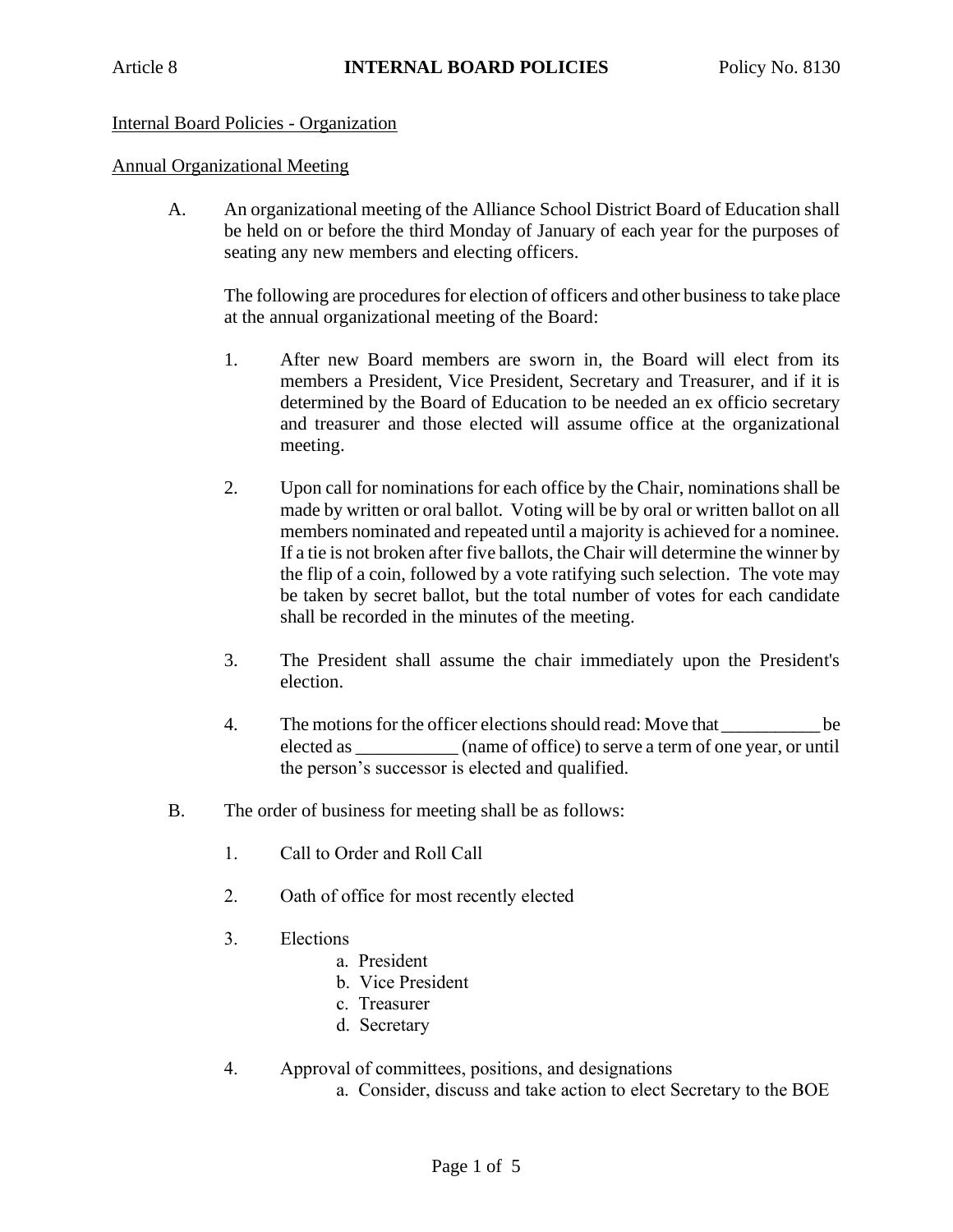Article 8 **INTERNAL BOARD POLICIES** Policy No. 8130

Internal Board Policies - Organization

Annual Organizational Meeting

A. An organizational meeting of the Alliance School District Board of Education shall be held on or before the third Monday of January of each year for the purposes of seating any new members and electing officers.

   The following are procedures for election of officers and other business to take place at the annual organizational meeting of the Board:

   1. After new Board members are sworn in, the Board will elect from its members a President, Vice President, Secretary and Treasurer, and if it is determined by the Board of Education to be needed an ex officio secretary and treasurer and those elected will assume office at the organizational meeting.

   2. Upon call for nominations for each office by the Chair, nominations shall be made by written or oral ballot. Voting will be by oral or written ballot on all members nominated and repeated until a majority is achieved for a nominee. If a tie is not broken after five ballots, the Chair will determine the winner by the flip of a coin, followed by a vote ratifying such selection. The vote may be taken by secret ballot, but the total number of votes for each candidate shall be recorded in the minutes of the meeting.

   3. The President shall assume the chair immediately upon the President's election.

   4. The motions for the officer elections should read: Move that ___________ be elected as ___________ (name of office) to serve a term of one year, or until the person's successor is elected and qualified.

B. The order of business for meeting shall be as follows:

   1. Call to Order and Roll Call

   2. Oath of office for most recently elected

   3. Elections
      a. President
      b. Vice President
      c. Treasurer
      d. Secretary

   4. Approval of committees, positions, and designations
      a. Consider, discuss and take action to elect Secretary to the BOE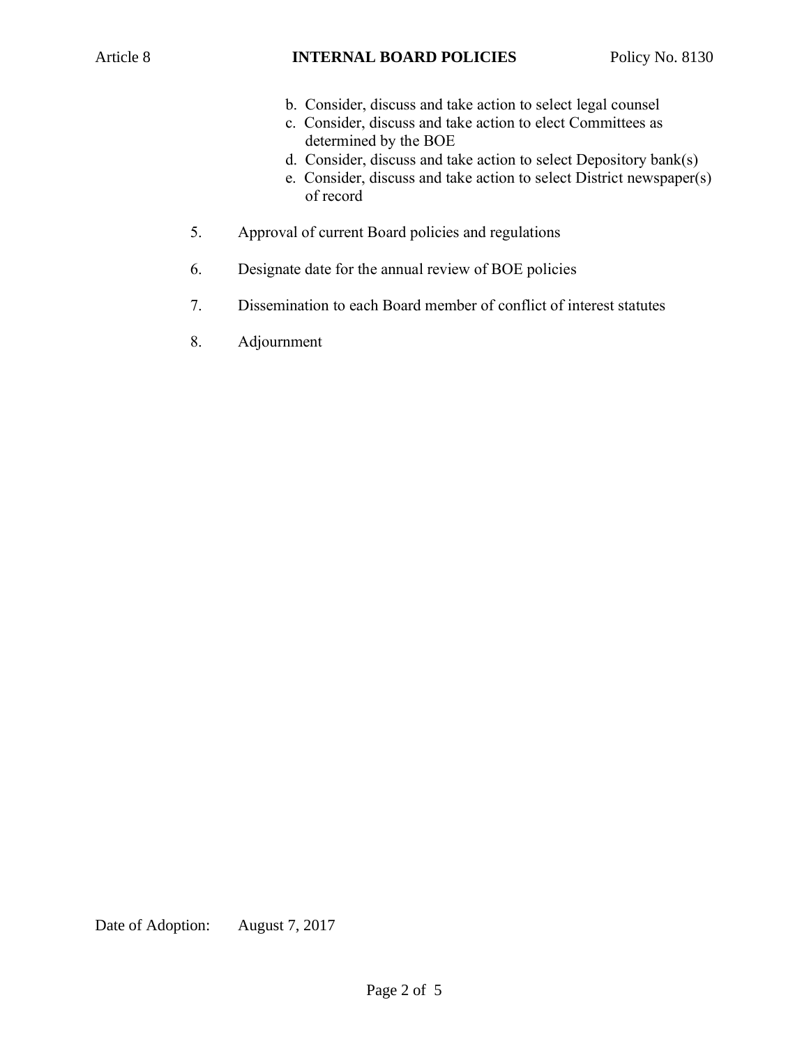b. Consider, discuss and take action to select legal counsel
   c. Consider, discuss and take action to elect Committees as determined by the BOE
   d. Consider, discuss and take action to select Depository bank(s)
   e. Consider, discuss and take action to select District newspaper(s) of record

5. Approval of current Board policies and regulations

6. Designate date for the annual review of BOE policies

7. Dissemination to each Board member of conflict of interest statutes

8. Adjournment

Date of Adoption: August 7, 2017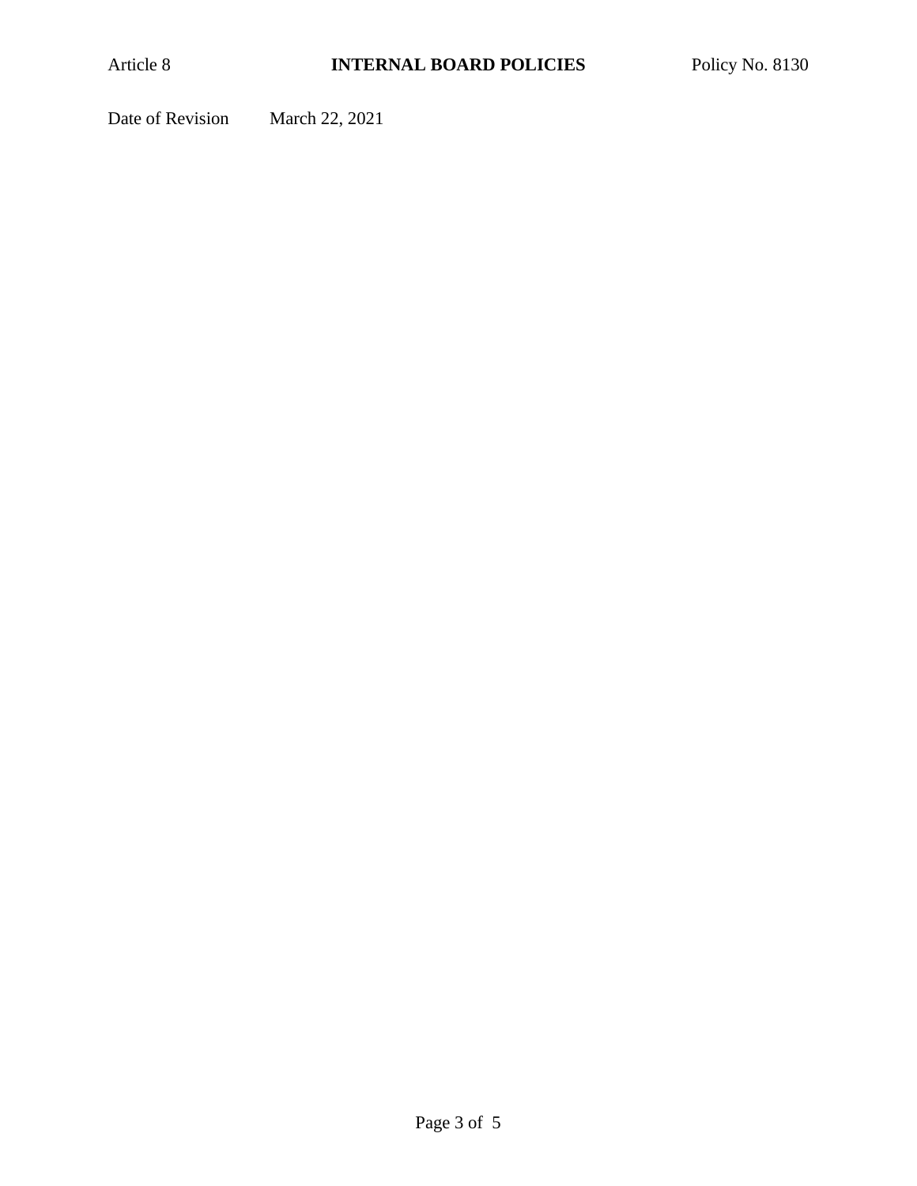Date of Revision March 22, 2021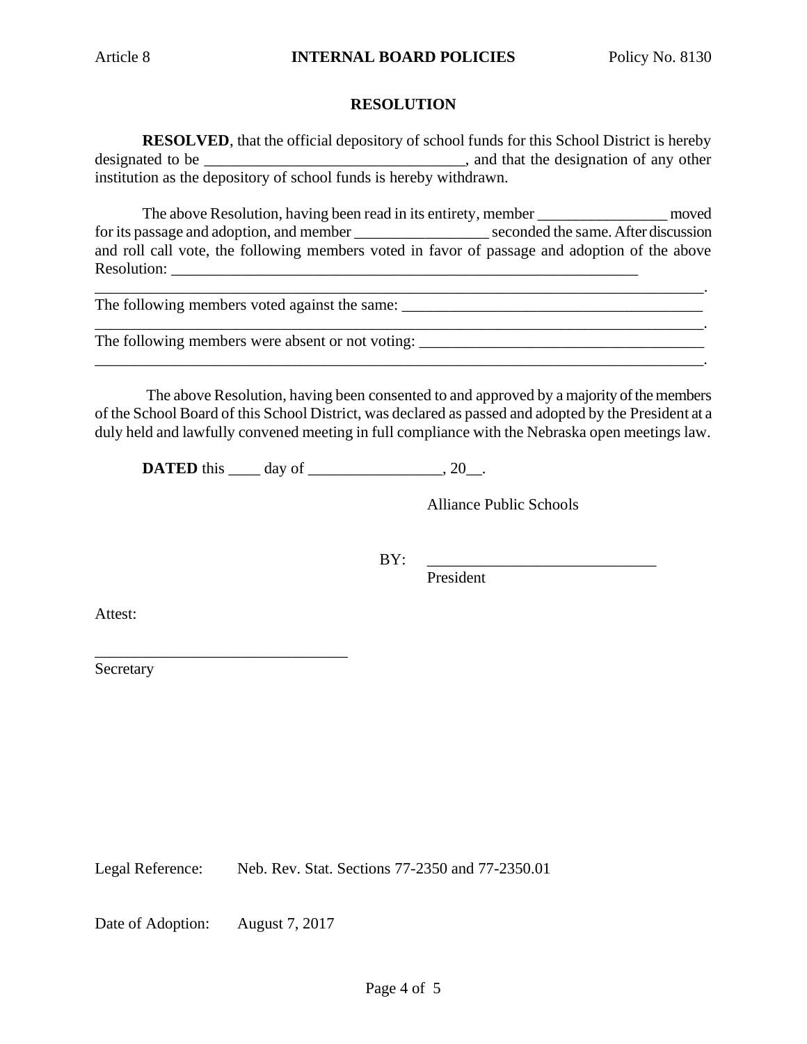## RESOLUTION

**RESOLVED**, that the official depository of school funds for this School District is hereby designated to be _________________________________, and that the designation of any other institution as the depository of school funds is hereby withdrawn.

The above Resolution, having been read in its entirety, member ________________ moved for its passage and adoption, and member _________________ seconded the same. After discussion and roll call vote, the following members voted in favor of passage and adoption of the above Resolution: ________________________________________________________________
_____________________________________________________________________________.
The following members voted against the same: ______________________________________
_____________________________________________________________________________.
The following members were absent or not voting: ____________________________________
_____________________________________________________________________________.

The above Resolution, having been consented to and approved by a majority of the members of the School Board of this School District, was declared as passed and adopted by the President at a duly held and lawfully convened meeting in full compliance with the Nebraska open meetings law.

**DATED** this ____ day of _________________, 20__.

Alliance Public Schools

BY: _____________________________
President

Attest:

________________________________
Secretary

Legal Reference: Neb. Rev. Stat. Sections 77-2350 and 77-2350.01

Date of Adoption: August 7, 2017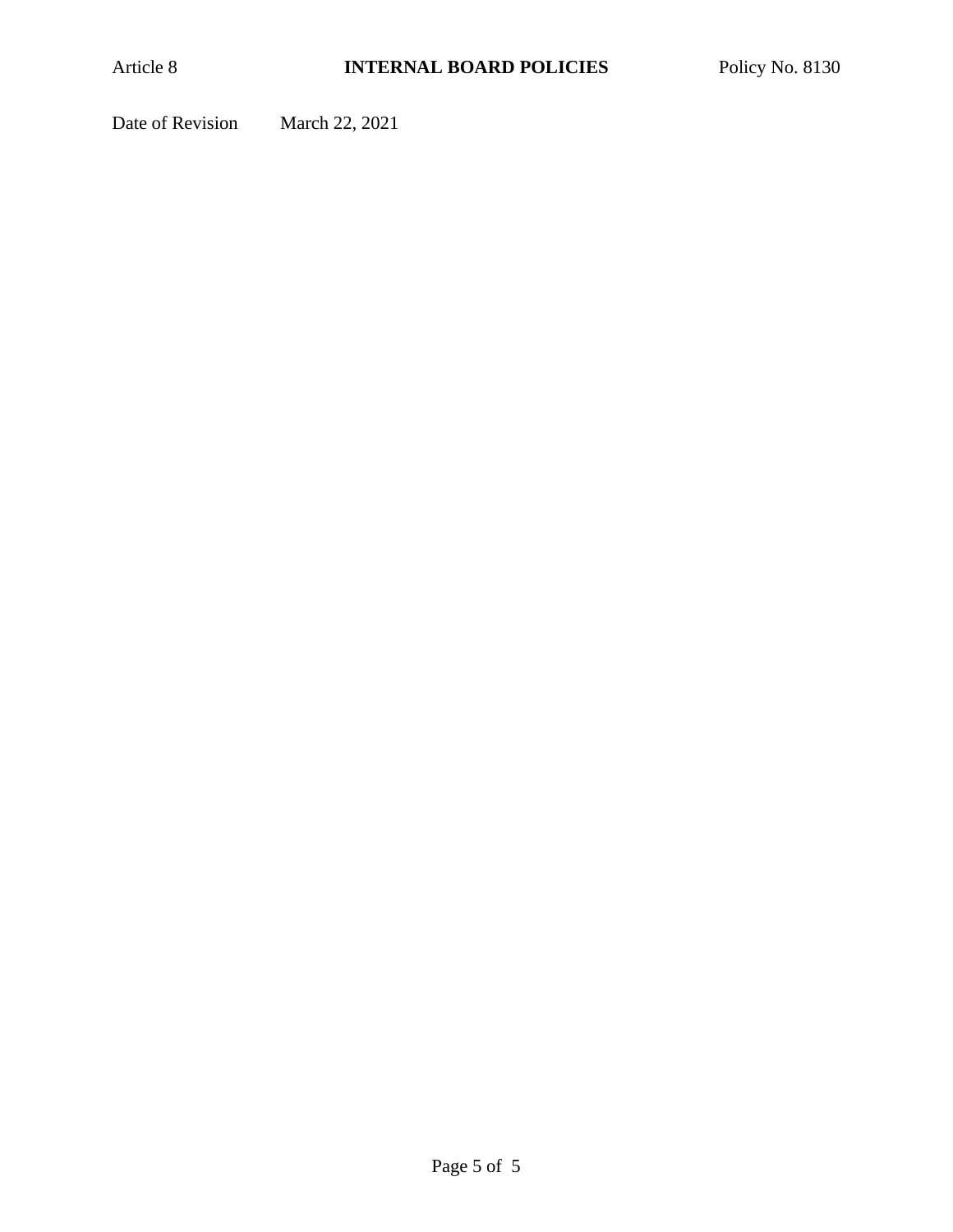Date of Revision March 22, 2021